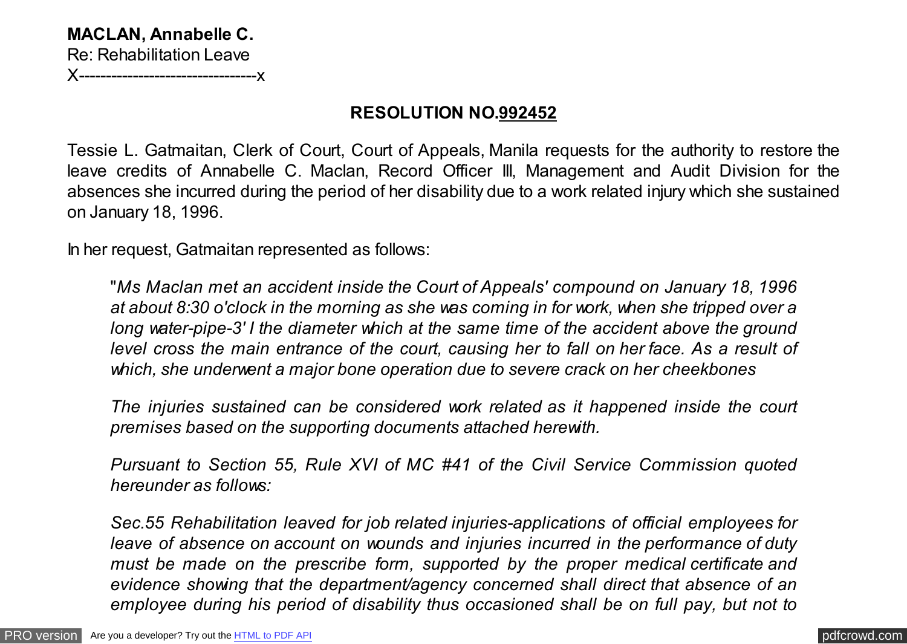**MACLAN, Annabelle C.**
Re: Rehabilitation Leave
X--------------------------------x

**RESOLUTION NO.<u>992452</u>**

Tessie L. Gatmaitan, Clerk of Court, Court of Appeals, Manila requests for the authority to restore the leave credits of Annabelle C. Maclan, Record Officer III, Management and Audit Division for the absences she incurred during the period of her disability due to a work related injury which she sustained on January 18, 1996.

In her request, Gatmaitan represented as follows:

> "*Ms Maclan met an accident inside the Court of Appeals' compound on January 18, 1996 at about 8:30 o'clock in the morning as she was coming in for work, when she tripped over a long water-pipe-3' I the diameter which at the same time of the accident above the ground level cross the main entrance of the court, causing her to fall on her face. As a result of which, she underwent a major bone operation due to severe crack on her cheekbones*
>
> *The injuries sustained can be considered work related as it happened inside the court premises based on the supporting documents attached herewith.*
>
> *Pursuant to Section 55, Rule XVI of MC #41 of the Civil Service Commission quoted hereunder as follows:*
>
> *Sec.55 Rehabilitation leaved for job related injuries-applications of official employees for leave of absence on account on wounds and injuries incurred in the performance of duty must be made on the prescribe form, supported by the proper medical certificate and evidence showing that the department/agency concerned shall direct that absence of an employee during his period of disability thus occasioned shall be on full pay, but not to*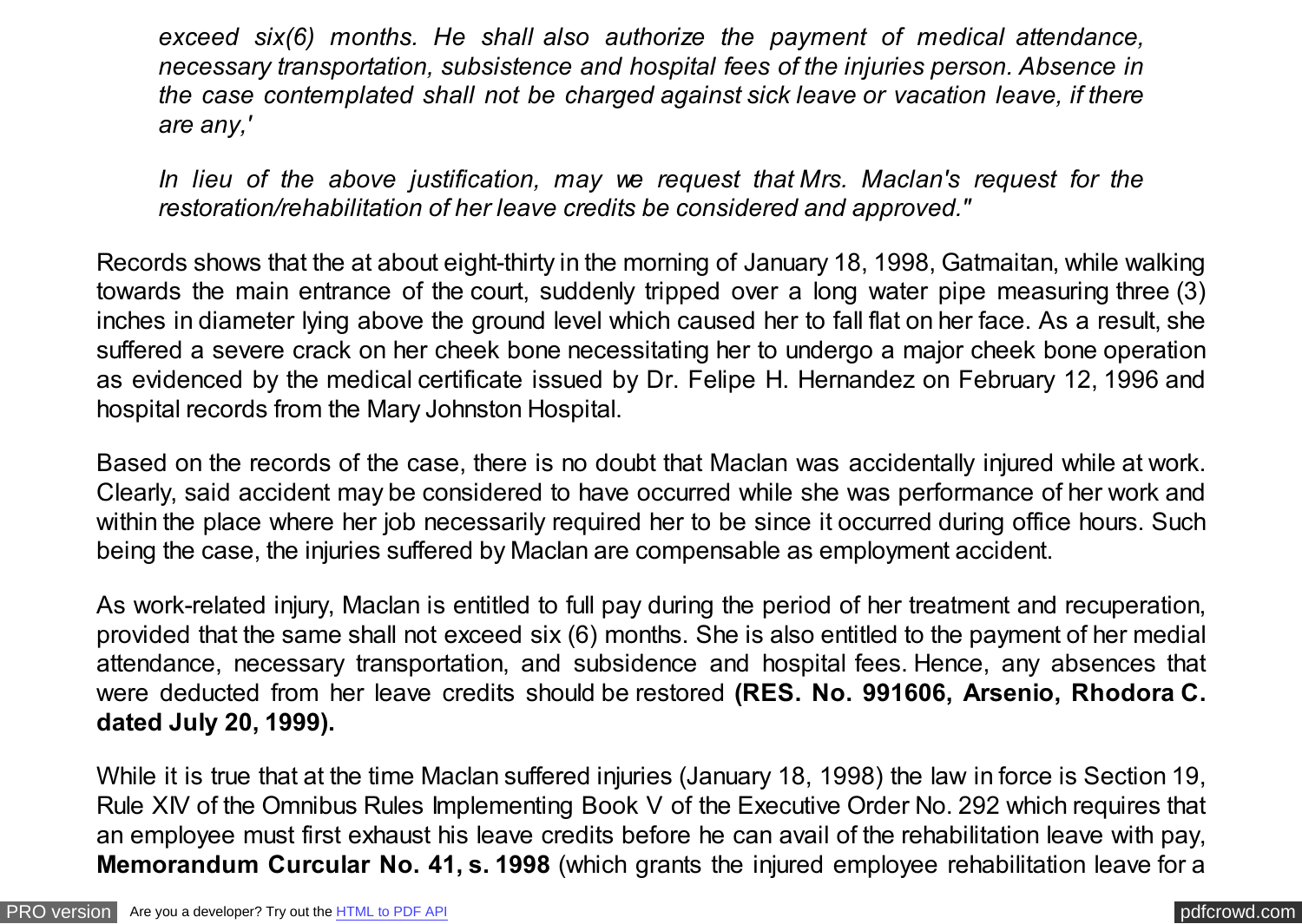*exceed six(6) months. He shall also authorize the payment of medical attendance, necessary transportation, subsistence and hospital fees of the injuries person. Absence in the case contemplated shall not be charged against sick leave or vacation leave, if there are any,'*

*In lieu of the above justification, may we request that Mrs. Maclan's request for the restoration/rehabilitation of her leave credits be considered and approved."*

Records shows that the at about eight-thirty in the morning of January 18, 1998, Gatmaitan, while walking towards the main entrance of the court, suddenly tripped over a long water pipe measuring three (3) inches in diameter lying above the ground level which caused her to fall flat on her face. As a result, she suffered a severe crack on her cheek bone necessitating her to undergo a major cheek bone operation as evidenced by the medical certificate issued by Dr. Felipe H. Hernandez on February 12, 1996 and hospital records from the Mary Johnston Hospital.

Based on the records of the case, there is no doubt that Maclan was accidentally injured while at work. Clearly, said accident may be considered to have occurred while she was performance of her work and within the place where her job necessarily required her to be since it occurred during office hours. Such being the case, the injuries suffered by Maclan are compensable as employment accident.

As work-related injury, Maclan is entitled to full pay during the period of her treatment and recuperation, provided that the same shall not exceed six (6) months. She is also entitled to the payment of her medial attendance, necessary transportation, and subsidence and hospital fees. Hence, any absences that were deducted from her leave credits should be restored **(RES. No. 991606, Arsenio, Rhodora C. dated July 20, 1999).**

While it is true that at the time Maclan suffered injuries (January 18, 1998) the law in force is Section 19, Rule XIV of the Omnibus Rules Implementing Book V of the Executive Order No. 292 which requires that an employee must first exhaust his leave credits before he can avail of the rehabilitation leave with pay, **Memorandum Curcular No. 41, s. 1998** (which grants the injured employee rehabilitation leave for a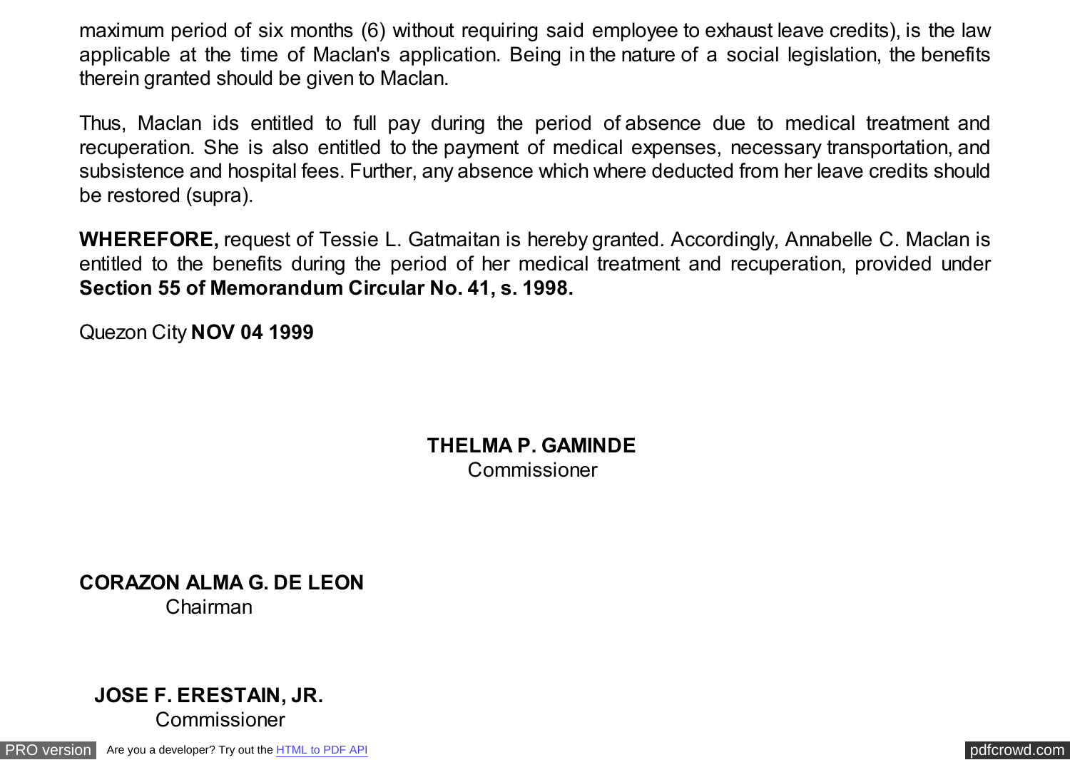maximum period of six months (6) without requiring said employee to exhaust leave credits), is the law applicable at the time of Maclan's application. Being in the nature of a social legislation, the benefits therein granted should be given to Maclan.

Thus, Maclan ids entitled to full pay during the period of absence due to medical treatment and recuperation. She is also entitled to the payment of medical expenses, necessary transportation, and subsistence and hospital fees. Further, any absence which where deducted from her leave credits should be restored (supra).

**WHEREFORE,** request of Tessie L. Gatmaitan is hereby granted. Accordingly, Annabelle C. Maclan is entitled to the benefits during the period of her medical treatment and recuperation, provided under **Section 55 of Memorandum Circular No. 41, s. 1998.**

Quezon City **NOV 04 1999**

**THELMA P. GAMINDE**
Commissioner

**CORAZON ALMA G. DE LEON**
Chairman

**JOSE F. ERESTAIN, JR.**
Commissioner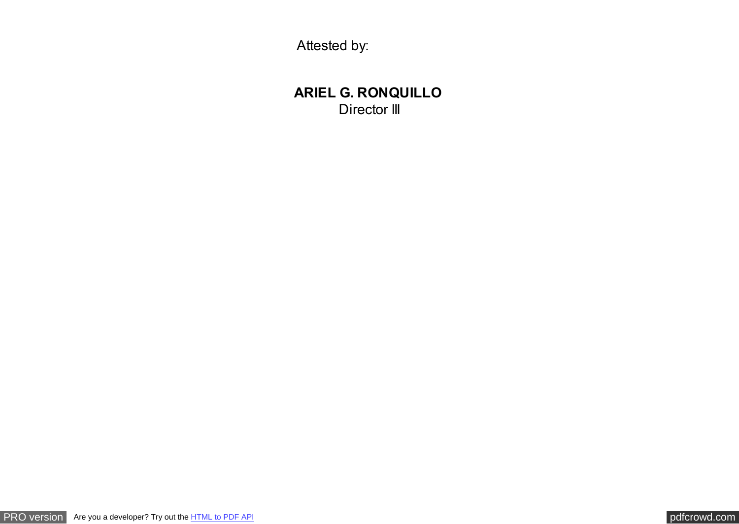Attested by:

**ARIEL G. RONQUILLO**
Director III